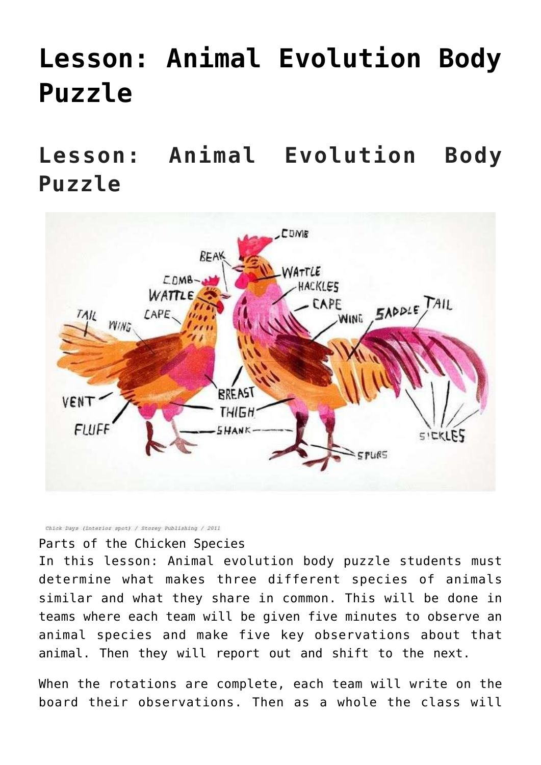# Lesson: Animal Evolution Body Puzzle

## Lesson: Animal Evolution Body Puzzle

Chick Days (interior spot) / Storey Publishing / 2011

Parts of the Chicken Species

In this lesson: Animal evolution body puzzle students must determine what makes three different species of animals similar and what they share in common. This will be done in teams where each team will be given five minutes to observe an animal species and make five key observations about that animal. Then they will report out and shift to the next.

When the rotations are complete, each team will write on the board their observations. Then as a whole the class will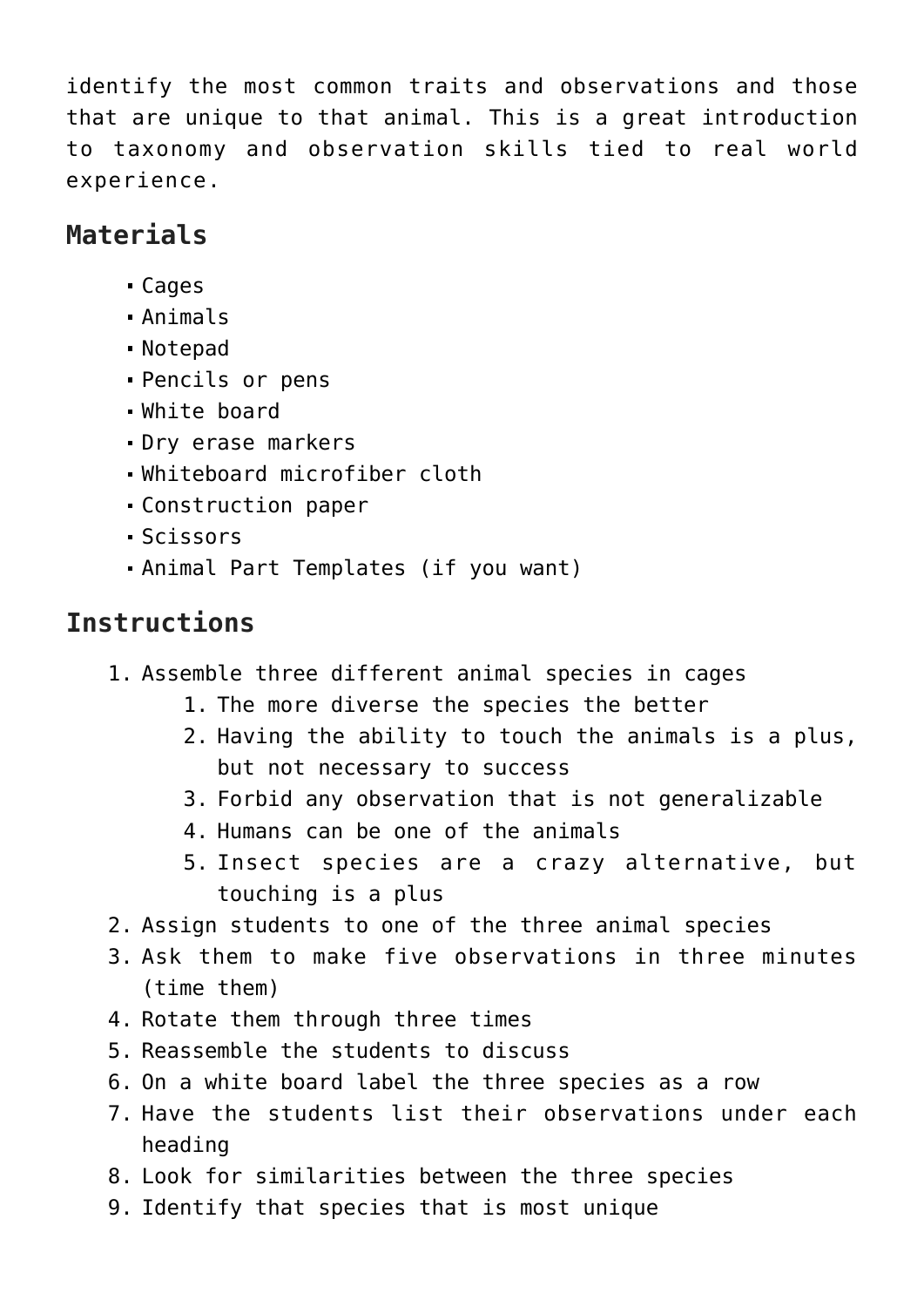identify the most common traits and observations and those that are unique to that animal. This is a great introduction to taxonomy and observation skills tied to real world experience.

## Materials

- Cages
- Animals
- Notepad
- Pencils or pens
- White board
- Dry erase markers
- Whiteboard microfiber cloth
- Construction paper
- Scissors
- Animal Part Templates (if you want)

## Instructions

1. Assemble three different animal species in cages
   1. The more diverse the species the better
   2. Having the ability to touch the animals is a plus, but not necessary to success
   3. Forbid any observation that is not generalizable
   4. Humans can be one of the animals
   5. Insect species are a crazy alternative, but touching is a plus
2. Assign students to one of the three animal species
3. Ask them to make five observations in three minutes (time them)
4. Rotate them through three times
5. Reassemble the students to discuss
6. On a white board label the three species as a row
7. Have the students list their observations under each heading
8. Look for similarities between the three species
9. Identify that species that is most unique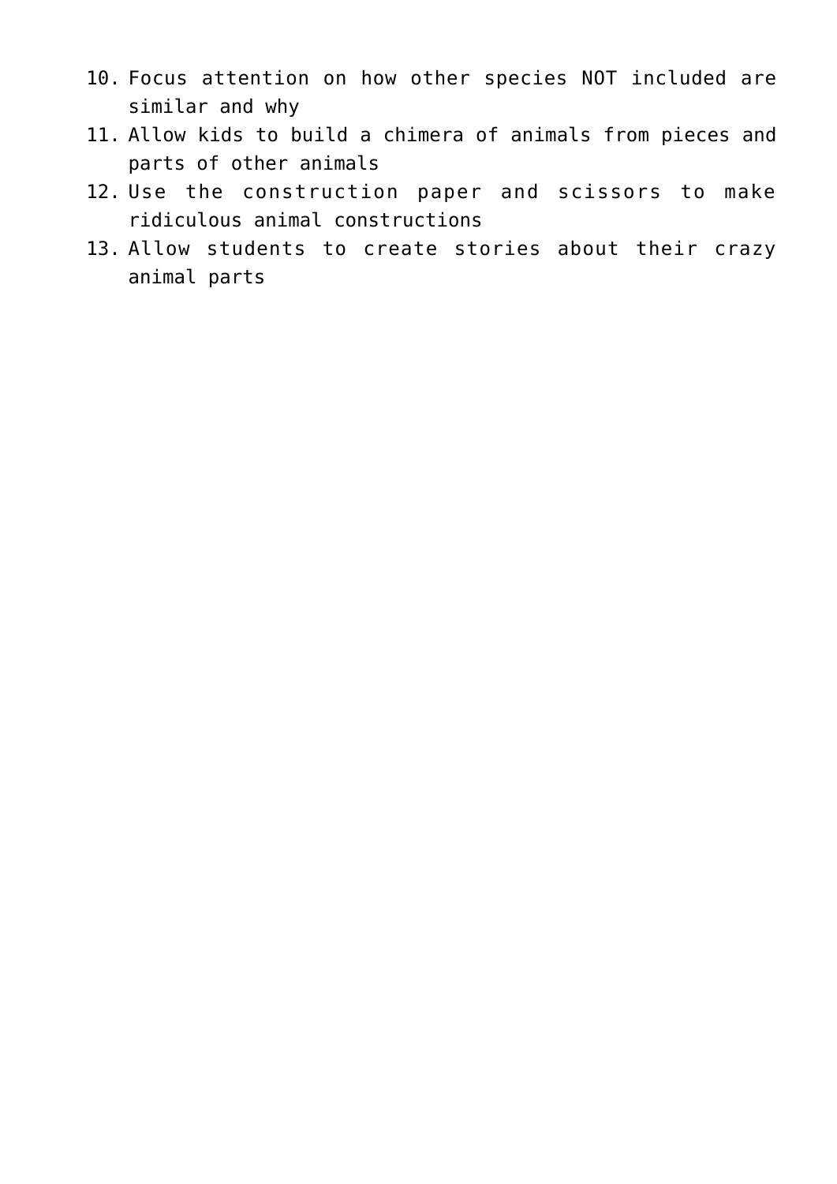10. Focus attention on how other species NOT included are similar and why
11. Allow kids to build a chimera of animals from pieces and parts of other animals
12. Use the construction paper and scissors to make ridiculous animal constructions
13. Allow students to create stories about their crazy animal parts